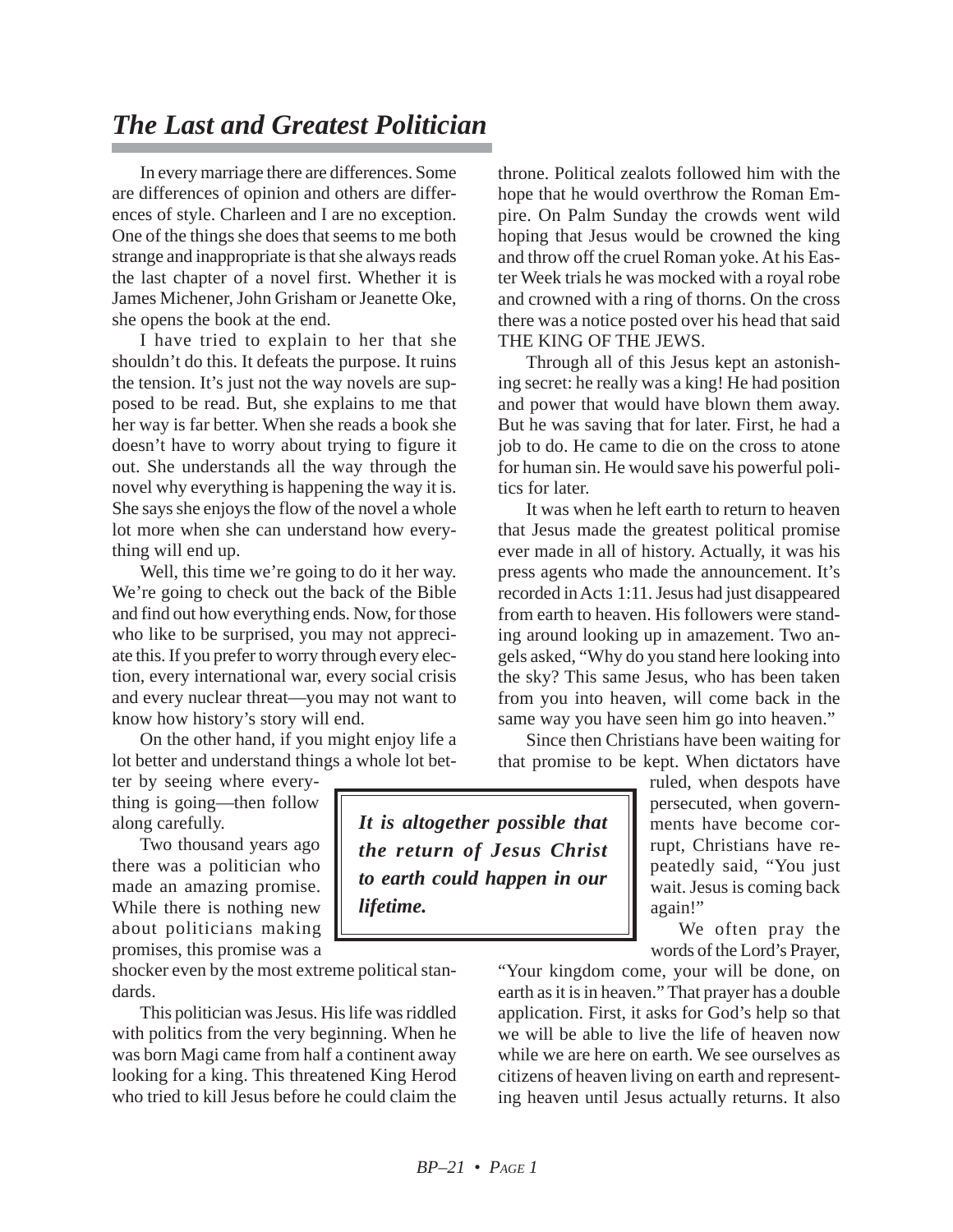# *The Last and Greatest Politician*

In every marriage there are differences. Some are differences of opinion and others are differences of style. Charleen and I are no exception. One of the things she does that seems to me both strange and inappropriate is that she always reads the last chapter of a novel first. Whether it is James Michener, John Grisham or Jeanette Oke, she opens the book at the end.

I have tried to explain to her that she shouldn't do this. It defeats the purpose. It ruins the tension. It's just not the way novels are supposed to be read. But, she explains to me that her way is far better. When she reads a book she doesn't have to worry about trying to figure it out. She understands all the way through the novel why everything is happening the way it is. She says she enjoys the flow of the novel a whole lot more when she can understand how everything will end up.

Well, this time we're going to do it her way. We're going to check out the back of the Bible and find out how everything ends. Now, for those who like to be surprised, you may not appreciate this. If you prefer to worry through every election, every international war, every social crisis and every nuclear threat—you may not want to know how history's story will end.

On the other hand, if you might enjoy life a lot better and understand things a whole lot better by seeing where everything is going—then follow along carefully.

Two thousand years ago there was a politician who made an amazing promise. While there is nothing new about politicians making promises, this promise was a shocker even by the most extreme political standards.

This politician was Jesus. His life was riddled with politics from the very beginning. When he was born Magi came from half a continent away looking for a king. This threatened King Herod who tried to kill Jesus before he could claim the throne. Political zealots followed him with the hope that he would overthrow the Roman Empire. On Palm Sunday the crowds went wild hoping that Jesus would be crowned the king and throw off the cruel Roman yoke. At his Easter Week trials he was mocked with a royal robe and crowned with a ring of thorns. On the cross there was a notice posted over his head that said THE KING OF THE JEWS.

Through all of this Jesus kept an astonishing secret: he really was a king! He had position and power that would have blown them away. But he was saving that for later. First, he had a job to do. He came to die on the cross to atone for human sin. He would save his powerful politics for later.

It was when he left earth to return to heaven that Jesus made the greatest political promise ever made in all of history. Actually, it was his press agents who made the announcement. It's recorded in Acts 1:11. Jesus had just disappeared from earth to heaven. His followers were standing around looking up in amazement. Two angels asked, "Why do you stand here looking into the sky? This same Jesus, who has been taken from you into heaven, will come back in the same way you have seen him go into heaven."

Since then Christians have been waiting for that promise to be kept. When dictators have ruled, when despots have persecuted, when governments have become corrupt, Christians have repeatedly said, "You just wait. Jesus is coming back again!"

> ***It is altogether possible that the return of Jesus Christ to earth could happen in our lifetime.***

We often pray the words of the Lord's Prayer, "Your kingdom come, your will be done, on earth as it is in heaven." That prayer has a double application. First, it asks for God's help so that we will be able to live the life of heaven now while we are here on earth. We see ourselves as citizens of heaven living on earth and representing heaven until Jesus actually returns. It also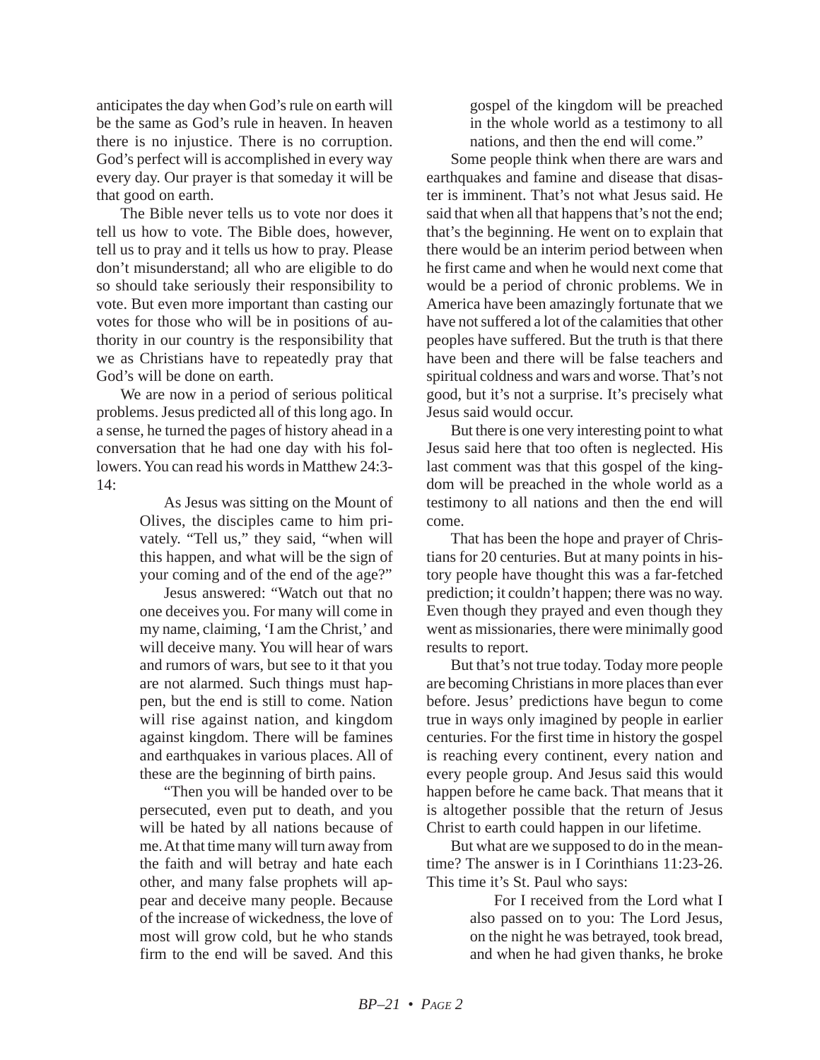anticipates the day when God's rule on earth will be the same as God's rule in heaven. In heaven there is no injustice. There is no corruption. God's perfect will is accomplished in every way every day. Our prayer is that someday it will be that good on earth.

The Bible never tells us to vote nor does it tell us how to vote. The Bible does, however, tell us to pray and it tells us how to pray. Please don't misunderstand; all who are eligible to do so should take seriously their responsibility to vote. But even more important than casting our votes for those who will be in positions of authority in our country is the responsibility that we as Christians have to repeatedly pray that God's will be done on earth.

We are now in a period of serious political problems. Jesus predicted all of this long ago. In a sense, he turned the pages of history ahead in a conversation that he had one day with his followers. You can read his words in Matthew 24:3-14:

> As Jesus was sitting on the Mount of Olives, the disciples came to him privately. "Tell us," they said, "when will this happen, and what will be the sign of your coming and of the end of the age?"
>
> Jesus answered: "Watch out that no one deceives you. For many will come in my name, claiming, 'I am the Christ,' and will deceive many. You will hear of wars and rumors of wars, but see to it that you are not alarmed. Such things must happen, but the end is still to come. Nation will rise against nation, and kingdom against kingdom. There will be famines and earthquakes in various places. All of these are the beginning of birth pains.
>
> "Then you will be handed over to be persecuted, even put to death, and you will be hated by all nations because of me. At that time many will turn away from the faith and will betray and hate each other, and many false prophets will appear and deceive many people. Because of the increase of wickedness, the love of most will grow cold, but he who stands firm to the end will be saved. And this gospel of the kingdom will be preached in the whole world as a testimony to all nations, and then the end will come."

Some people think when there are wars and earthquakes and famine and disease that disaster is imminent. That's not what Jesus said. He said that when all that happens that's not the end; that's the beginning. He went on to explain that there would be an interim period between when he first came and when he would next come that would be a period of chronic problems. We in America have been amazingly fortunate that we have not suffered a lot of the calamities that other peoples have suffered. But the truth is that there have been and there will be false teachers and spiritual coldness and wars and worse. That's not good, but it's not a surprise. It's precisely what Jesus said would occur.

But there is one very interesting point to what Jesus said here that too often is neglected. His last comment was that this gospel of the kingdom will be preached in the whole world as a testimony to all nations and then the end will come.

That has been the hope and prayer of Christians for 20 centuries. But at many points in history people have thought this was a far-fetched prediction; it couldn't happen; there was no way. Even though they prayed and even though they went as missionaries, there were minimally good results to report.

But that's not true today. Today more people are becoming Christians in more places than ever before. Jesus' predictions have begun to come true in ways only imagined by people in earlier centuries. For the first time in history the gospel is reaching every continent, every nation and every people group. And Jesus said this would happen before he came back. That means that it is altogether possible that the return of Jesus Christ to earth could happen in our lifetime.

But what are we supposed to do in the meantime? The answer is in I Corinthians 11:23-26. This time it's St. Paul who says:

> For I received from the Lord what I also passed on to you: The Lord Jesus, on the night he was betrayed, took bread, and when he had given thanks, he broke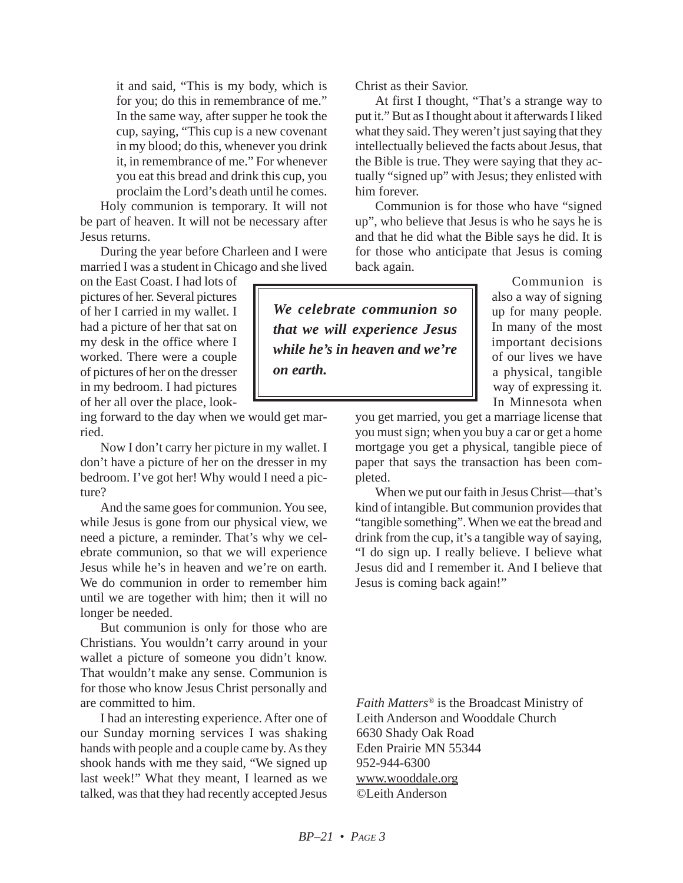> it and said, "This is my body, which is for you; do this in remembrance of me." In the same way, after supper he took the cup, saying, "This cup is a new covenant in my blood; do this, whenever you drink it, in remembrance of me." For whenever you eat this bread and drink this cup, you proclaim the Lord's death until he comes.

Holy communion is temporary. It will not be part of heaven. It will not be necessary after Jesus returns.

During the year before Charleen and I were married I was a student in Chicago and she lived on the East Coast. I had lots of pictures of her. Several pictures of her I carried in my wallet. I had a picture of her that sat on my desk in the office where I worked. There were a couple of pictures of her on the dresser in my bedroom. I had pictures of her all over the place, looking forward to the day when we would get married.

Now I don't carry her picture in my wallet. I don't have a picture of her on the dresser in my bedroom. I've got her! Why would I need a picture?

And the same goes for communion. You see, while Jesus is gone from our physical view, we need a picture, a reminder. That's why we celebrate communion, so that we will experience Jesus while he's in heaven and we're on earth. We do communion in order to remember him until we are together with him; then it will no longer be needed.

**_We celebrate communion so that we will experience Jesus while he's in heaven and we're on earth._**

But communion is only for those who are Christians. You wouldn't carry around in your wallet a picture of someone you didn't know. That wouldn't make any sense. Communion is for those who know Jesus Christ personally and are committed to him.

I had an interesting experience. After one of our Sunday morning services I was shaking hands with people and a couple came by. As they shook hands with me they said, "We signed up last week!" What they meant, I learned as we talked, was that they had recently accepted Jesus Christ as their Savior.

At first I thought, "That's a strange way to put it." But as I thought about it afterwards I liked what they said. They weren't just saying that they intellectually believed the facts about Jesus, that the Bible is true. They were saying that they actually "signed up" with Jesus; they enlisted with him forever.

Communion is for those who have "signed up", who believe that Jesus is who he says he is and that he did what the Bible says he did. It is for those who anticipate that Jesus is coming back again.

Communion is also a way of signing up for many people. In many of the most important decisions of our lives we have a physical, tangible way of expressing it. In Minnesota when you get married, you get a marriage license that you must sign; when you buy a car or get a home mortgage you get a physical, tangible piece of paper that says the transaction has been completed.

When we put our faith in Jesus Christ—that's kind of intangible. But communion provides that "tangible something". When we eat the bread and drink from the cup, it's a tangible way of saying, "I do sign up. I really believe. I believe what Jesus did and I remember it. And I believe that Jesus is coming back again!"

*Faith Matters*® is the Broadcast Ministry of
Leith Anderson and Wooddale Church
6630 Shady Oak Road
Eden Prairie MN 55344
952-944-6300
www.wooddale.org
©Leith Anderson